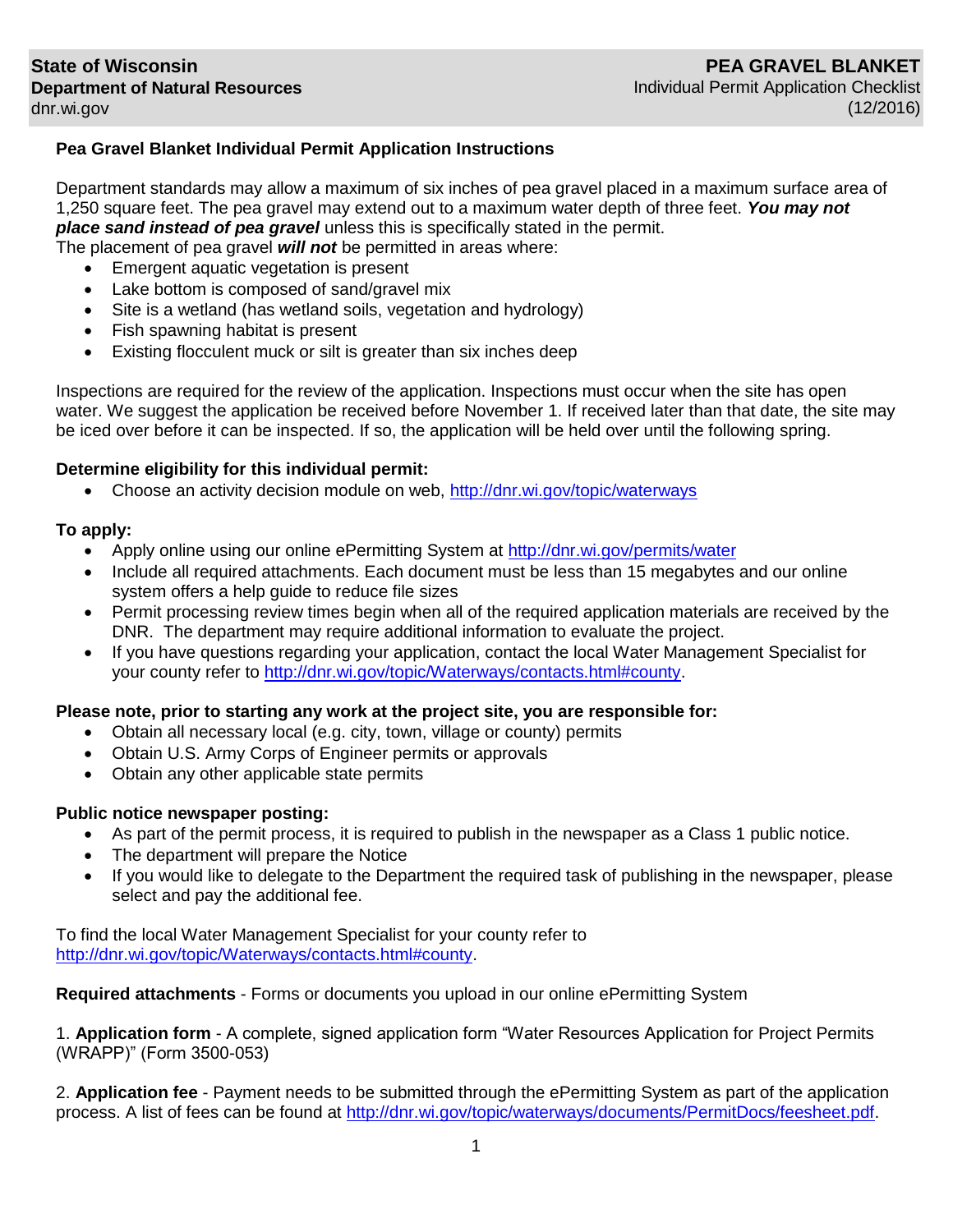**State of Wisconsin**
**Department of Natural Resources**
dnr.wi.gov

**PEA GRAVEL BLANKET**
Individual Permit Application Checklist
(12/2016)

## Pea Gravel Blanket Individual Permit Application Instructions

Department standards may allow a maximum of six inches of pea gravel placed in a maximum surface area of 1,250 square feet. The pea gravel may extend out to a maximum water depth of three feet. ***You may not place sand instead of pea gravel*** unless this is specifically stated in the permit.
The placement of pea gravel ***will not*** be permitted in areas where:

- Emergent aquatic vegetation is present
- Lake bottom is composed of sand/gravel mix
- Site is a wetland (has wetland soils, vegetation and hydrology)
- Fish spawning habitat is present
- Existing flocculent muck or silt is greater than six inches deep

Inspections are required for the review of the application. Inspections must occur when the site has open water. We suggest the application be received before November 1. If received later than that date, the site may be iced over before it can be inspected. If so, the application will be held over until the following spring.

**Determine eligibility for this individual permit:**

- Choose an activity decision module on web, http://dnr.wi.gov/topic/waterways

**To apply:**

- Apply online using our online ePermitting System at http://dnr.wi.gov/permits/water
- Include all required attachments. Each document must be less than 15 megabytes and our online system offers a help guide to reduce file sizes
- Permit processing review times begin when all of the required application materials are received by the DNR. The department may require additional information to evaluate the project.
- If you have questions regarding your application, contact the local Water Management Specialist for your county refer to http://dnr.wi.gov/topic/Waterways/contacts.html#county.

**Please note, prior to starting any work at the project site, you are responsible for:**

- Obtain all necessary local (e.g. city, town, village or county) permits
- Obtain U.S. Army Corps of Engineer permits or approvals
- Obtain any other applicable state permits

**Public notice newspaper posting:**

- As part of the permit process, it is required to publish in the newspaper as a Class 1 public notice.
- The department will prepare the Notice
- If you would like to delegate to the Department the required task of publishing in the newspaper, please select and pay the additional fee.

To find the local Water Management Specialist for your county refer to http://dnr.wi.gov/topic/Waterways/contacts.html#county.

**Required attachments** - Forms or documents you upload in our online ePermitting System

1. **Application form** - A complete, signed application form "Water Resources Application for Project Permits (WRAPP)" (Form 3500-053)

2. **Application fee** - Payment needs to be submitted through the ePermitting System as part of the application process. A list of fees can be found at http://dnr.wi.gov/topic/waterways/documents/PermitDocs/feesheet.pdf.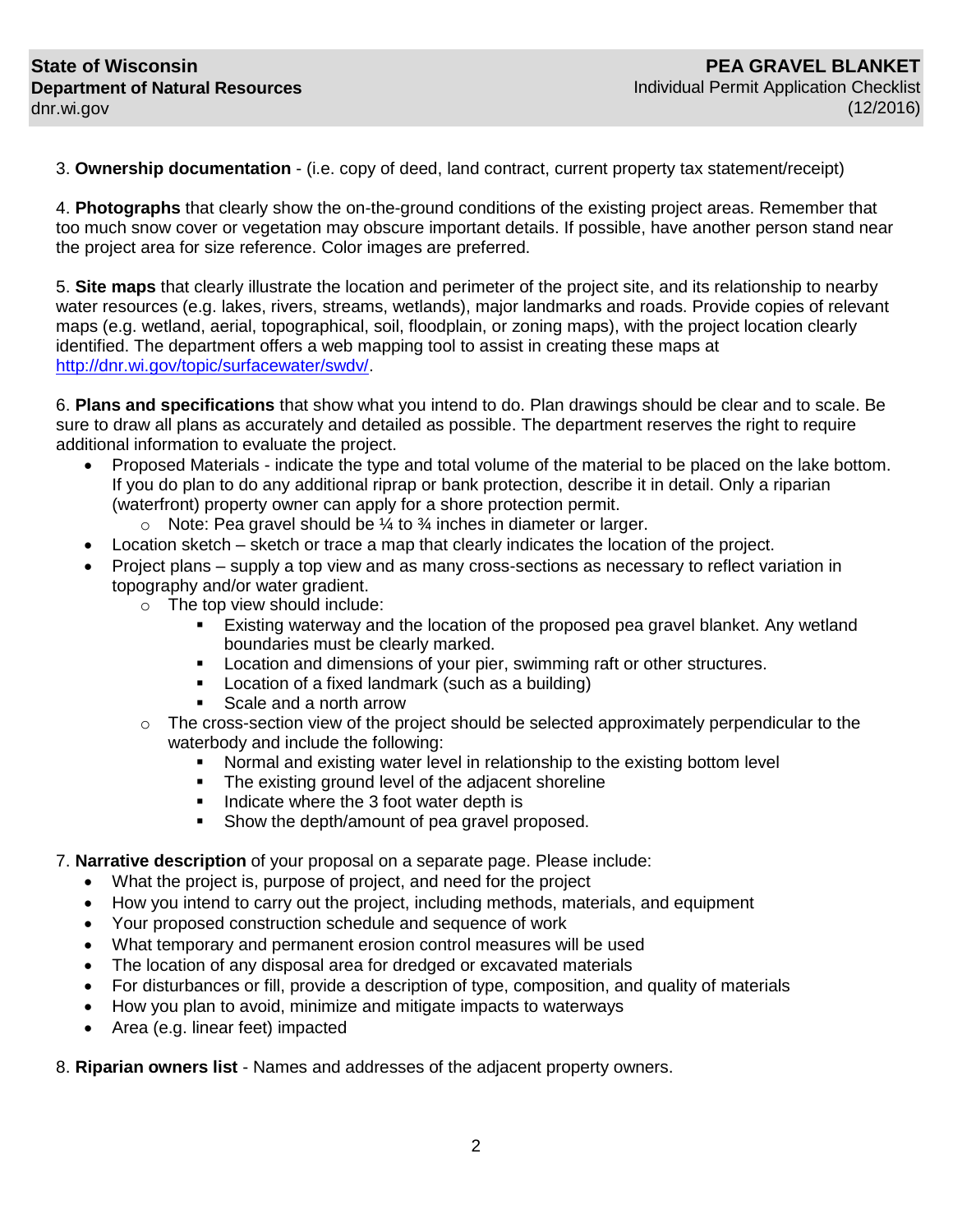3. **Ownership documentation** - (i.e. copy of deed, land contract, current property tax statement/receipt)

4. **Photographs** that clearly show the on-the-ground conditions of the existing project areas. Remember that too much snow cover or vegetation may obscure important details. If possible, have another person stand near the project area for size reference. Color images are preferred.

5. **Site maps** that clearly illustrate the location and perimeter of the project site, and its relationship to nearby water resources (e.g. lakes, rivers, streams, wetlands), major landmarks and roads. Provide copies of relevant maps (e.g. wetland, aerial, topographical, soil, floodplain, or zoning maps), with the project location clearly identified. The department offers a web mapping tool to assist in creating these maps at [http://dnr.wi.gov/topic/surfacewater/swdv/](http://dnr.wi.gov/topic/surfacewater/swdv/).

6. **Plans and specifications** that show what you intend to do. Plan drawings should be clear and to scale. Be sure to draw all plans as accurately and detailed as possible. The department reserves the right to require additional information to evaluate the project.
   - Proposed Materials - indicate the type and total volume of the material to be placed on the lake bottom. If you do plan to do any additional riprap or bank protection, describe it in detail. Only a riparian (waterfront) property owner can apply for a shore protection permit.
     - Note: Pea gravel should be ¼ to ¾ inches in diameter or larger.
   - Location sketch – sketch or trace a map that clearly indicates the location of the project.
   - Project plans – supply a top view and as many cross-sections as necessary to reflect variation in topography and/or water gradient.
     - The top view should include:
       - Existing waterway and the location of the proposed pea gravel blanket. Any wetland boundaries must be clearly marked.
       - Location and dimensions of your pier, swimming raft or other structures.
       - Location of a fixed landmark (such as a building)
       - Scale and a north arrow
     - The cross-section view of the project should be selected approximately perpendicular to the waterbody and include the following:
       - Normal and existing water level in relationship to the existing bottom level
       - The existing ground level of the adjacent shoreline
       - Indicate where the 3 foot water depth is
       - Show the depth/amount of pea gravel proposed.

7. **Narrative description** of your proposal on a separate page. Please include:
   - What the project is, purpose of project, and need for the project
   - How you intend to carry out the project, including methods, materials, and equipment
   - Your proposed construction schedule and sequence of work
   - What temporary and permanent erosion control measures will be used
   - The location of any disposal area for dredged or excavated materials
   - For disturbances or fill, provide a description of type, composition, and quality of materials
   - How you plan to avoid, minimize and mitigate impacts to waterways
   - Area (e.g. linear feet) impacted

8. **Riparian owners list** - Names and addresses of the adjacent property owners.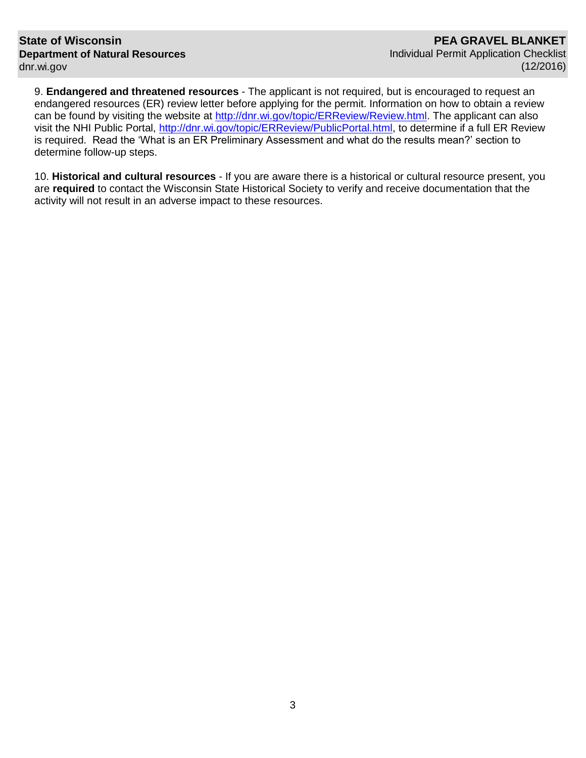9. **Endangered and threatened resources** - The applicant is not required, but is encouraged to request an endangered resources (ER) review letter before applying for the permit. Information on how to obtain a review can be found by visiting the website at http://dnr.wi.gov/topic/ERReview/Review.html. The applicant can also visit the NHI Public Portal, http://dnr.wi.gov/topic/ERReview/PublicPortal.html, to determine if a full ER Review is required. Read the 'What is an ER Preliminary Assessment and what do the results mean?' section to determine follow-up steps.

10. **Historical and cultural resources** - If you are aware there is a historical or cultural resource present, you are **required** to contact the Wisconsin State Historical Society to verify and receive documentation that the activity will not result in an adverse impact to these resources.